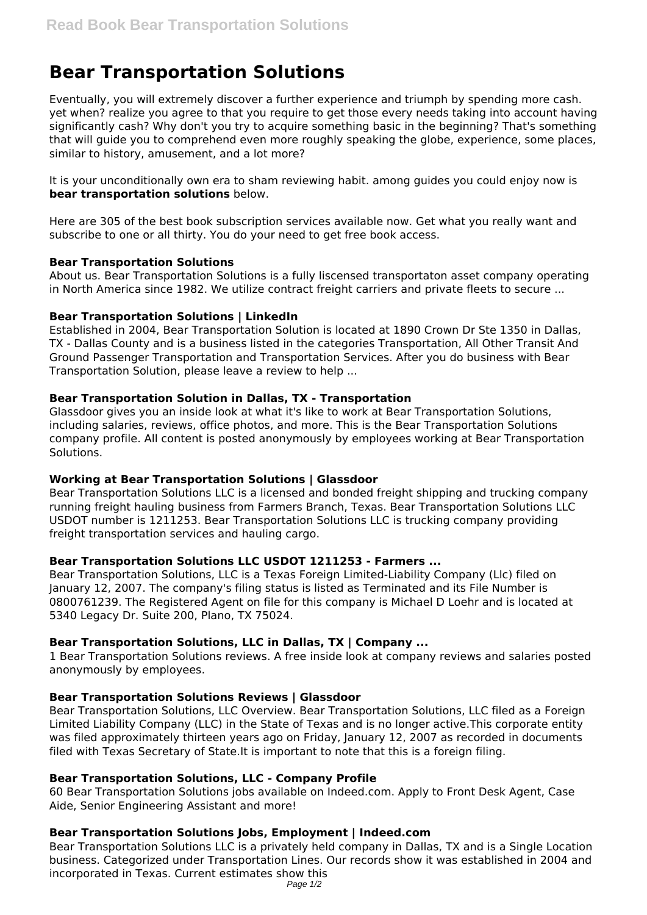# Bear Transportation Solutions

Eventually, you will extremely discover a further experience and triumph by spending more cash. yet when? realize you agree to that you require to get those every needs taking into account having significantly cash? Why don't you try to acquire something basic in the beginning? That's something that will guide you to comprehend even more roughly speaking the globe, experience, some places, similar to history, amusement, and a lot more?

It is your unconditionally own era to sham reviewing habit. among guides you could enjoy now is **bear transportation solutions** below.

Here are 305 of the best book subscription services available now. Get what you really want and subscribe to one or all thirty. You do your need to get free book access.

### Bear Transportation Solutions

About us. Bear Transportation Solutions is a fully liscensed transportaton asset company operating in North America since 1982. We utilize contract freight carriers and private fleets to secure ...

### Bear Transportation Solutions | LinkedIn

Established in 2004, Bear Transportation Solution is located at 1890 Crown Dr Ste 1350 in Dallas, TX - Dallas County and is a business listed in the categories Transportation, All Other Transit And Ground Passenger Transportation and Transportation Services. After you do business with Bear Transportation Solution, please leave a review to help ...

### Bear Transportation Solution in Dallas, TX - Transportation

Glassdoor gives you an inside look at what it's like to work at Bear Transportation Solutions, including salaries, reviews, office photos, and more. This is the Bear Transportation Solutions company profile. All content is posted anonymously by employees working at Bear Transportation Solutions.

### Working at Bear Transportation Solutions | Glassdoor

Bear Transportation Solutions LLC is a licensed and bonded freight shipping and trucking company running freight hauling business from Farmers Branch, Texas. Bear Transportation Solutions LLC USDOT number is 1211253. Bear Transportation Solutions LLC is trucking company providing freight transportation services and hauling cargo.

### Bear Transportation Solutions LLC USDOT 1211253 - Farmers ...

Bear Transportation Solutions, LLC is a Texas Foreign Limited-Liability Company (Llc) filed on January 12, 2007. The company's filing status is listed as Terminated and its File Number is 0800761239. The Registered Agent on file for this company is Michael D Loehr and is located at 5340 Legacy Dr. Suite 200, Plano, TX 75024.

### Bear Transportation Solutions, LLC in Dallas, TX | Company ...

1 Bear Transportation Solutions reviews. A free inside look at company reviews and salaries posted anonymously by employees.

### Bear Transportation Solutions Reviews | Glassdoor

Bear Transportation Solutions, LLC Overview. Bear Transportation Solutions, LLC filed as a Foreign Limited Liability Company (LLC) in the State of Texas and is no longer active.This corporate entity was filed approximately thirteen years ago on Friday, January 12, 2007 as recorded in documents filed with Texas Secretary of State.It is important to note that this is a foreign filing.

### Bear Transportation Solutions, LLC - Company Profile

60 Bear Transportation Solutions jobs available on Indeed.com. Apply to Front Desk Agent, Case Aide, Senior Engineering Assistant and more!

### Bear Transportation Solutions Jobs, Employment | Indeed.com

Bear Transportation Solutions LLC is a privately held company in Dallas, TX and is a Single Location business. Categorized under Transportation Lines. Our records show it was established in 2004 and incorporated in Texas. Current estimates show this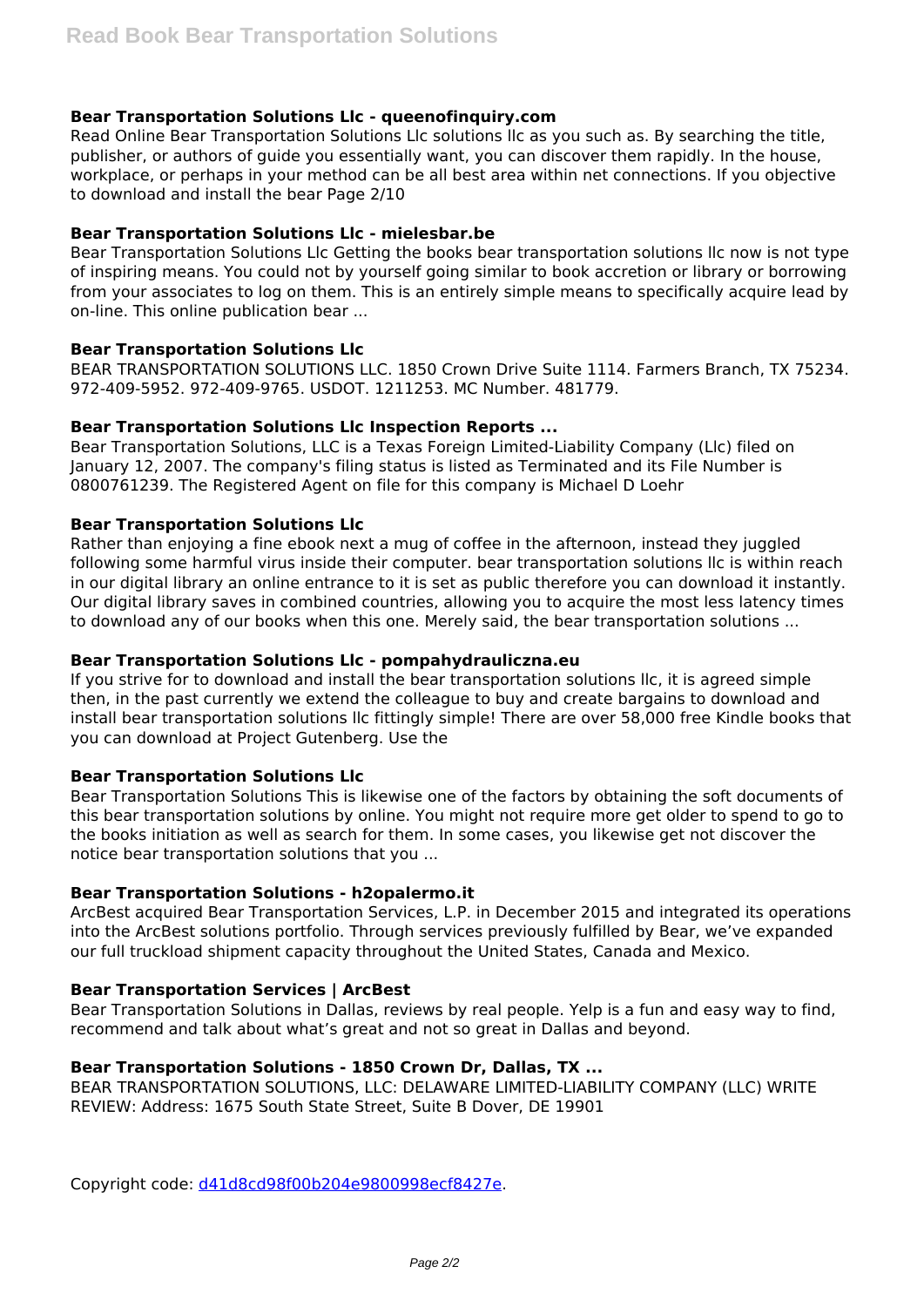### Bear Transportation Solutions Llc - queenofinquiry.com

Read Online Bear Transportation Solutions Llc solutions llc as you such as. By searching the title, publisher, or authors of guide you essentially want, you can discover them rapidly. In the house, workplace, or perhaps in your method can be all best area within net connections. If you objective to download and install the bear Page 2/10

### Bear Transportation Solutions Llc - mielesbar.be

Bear Transportation Solutions Llc Getting the books bear transportation solutions llc now is not type of inspiring means. You could not by yourself going similar to book accretion or library or borrowing from your associates to log on them. This is an entirely simple means to specifically acquire lead by on-line. This online publication bear ...

### Bear Transportation Solutions Llc

BEAR TRANSPORTATION SOLUTIONS LLC. 1850 Crown Drive Suite 1114. Farmers Branch, TX 75234. 972-409-5952. 972-409-9765. USDOT. 1211253. MC Number. 481779.

### Bear Transportation Solutions Llc Inspection Reports ...

Bear Transportation Solutions, LLC is a Texas Foreign Limited-Liability Company (Llc) filed on January 12, 2007. The company's filing status is listed as Terminated and its File Number is 0800761239. The Registered Agent on file for this company is Michael D Loehr

### Bear Transportation Solutions Llc

Rather than enjoying a fine ebook next a mug of coffee in the afternoon, instead they juggled following some harmful virus inside their computer. bear transportation solutions llc is within reach in our digital library an online entrance to it is set as public therefore you can download it instantly. Our digital library saves in combined countries, allowing you to acquire the most less latency times to download any of our books when this one. Merely said, the bear transportation solutions ...

### Bear Transportation Solutions Llc - pompahydrauliczna.eu

If you strive for to download and install the bear transportation solutions llc, it is agreed simple then, in the past currently we extend the colleague to buy and create bargains to download and install bear transportation solutions llc fittingly simple! There are over 58,000 free Kindle books that you can download at Project Gutenberg. Use the

### Bear Transportation Solutions Llc

Bear Transportation Solutions This is likewise one of the factors by obtaining the soft documents of this bear transportation solutions by online. You might not require more get older to spend to go to the books initiation as well as search for them. In some cases, you likewise get not discover the notice bear transportation solutions that you ...

### Bear Transportation Solutions - h2opalermo.it

ArcBest acquired Bear Transportation Services, L.P. in December 2015 and integrated its operations into the ArcBest solutions portfolio. Through services previously fulfilled by Bear, we've expanded our full truckload shipment capacity throughout the United States, Canada and Mexico.

### Bear Transportation Services | ArcBest

Bear Transportation Solutions in Dallas, reviews by real people. Yelp is a fun and easy way to find, recommend and talk about what's great and not so great in Dallas and beyond.

### Bear Transportation Solutions - 1850 Crown Dr, Dallas, TX ...

BEAR TRANSPORTATION SOLUTIONS, LLC: DELAWARE LIMITED-LIABILITY COMPANY (LLC) WRITE REVIEW: Address: 1675 South State Street, Suite B Dover, DE 19901

Copyright code: d41d8cd98f00b204e9800998ecf8427e.